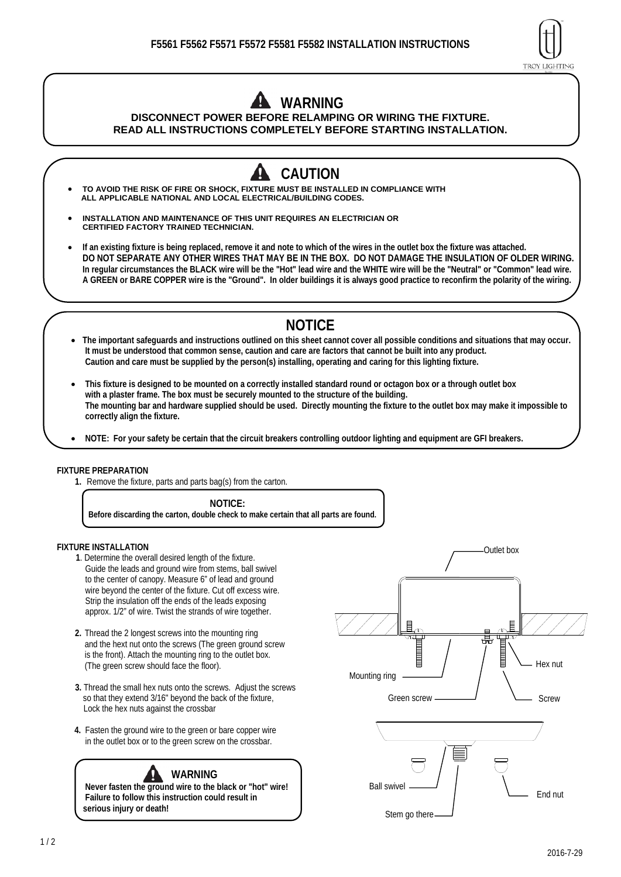# F5561 F5562 F5571 F5572 F5581 F5582 INSTALLATION INSTRUCTIONS

## WARNING

**DISCONNECT POWER BEFORE RELAMPING OR WIRING THE FIXTURE.**
**READ ALL INSTRUCTIONS COMPLETELY BEFORE STARTING INSTALLATION.**

## CAUTION

- **TO AVOID THE RISK OF FIRE OR SHOCK, FIXTURE MUST BE INSTALLED IN COMPLIANCE WITH ALL APPLICABLE NATIONAL AND LOCAL ELECTRICAL/BUILDING CODES.**
- **INSTALLATION AND MAINTENANCE OF THIS UNIT REQUIRES AN ELECTRICIAN OR CERTIFIED FACTORY TRAINED TECHNICIAN.**
- **If an existing fixture is being replaced, remove it and note to which of the wires in the outlet box the fixture was attached. DO NOT SEPARATE ANY OTHER WIRES THAT MAY BE IN THE BOX. DO NOT DAMAGE THE INSULATION OF OLDER WIRING. In regular circumstances the BLACK wire will be the "Hot" lead wire and the WHITE wire will be the "Neutral" or "Common" lead wire. A GREEN or BARE COPPER wire is the "Ground". In older buildings it is always good practice to reconfirm the polarity of the wiring.**

## NOTICE

- **The important safeguards and instructions outlined on this sheet cannot cover all possible conditions and situations that may occur. It must be understood that common sense, caution and care are factors that cannot be built into any product. Caution and care must be supplied by the person(s) installing, operating and caring for this lighting fixture.**
- **This fixture is designed to be mounted on a correctly installed standard round or octagon box or a through outlet box with a plaster frame. The box must be securely mounted to the structure of the building. The mounting bar and hardware supplied should be used. Directly mounting the fixture to the outlet box may make it impossible to correctly align the fixture.**
- **NOTE: For your safety be certain that the circuit breakers controlling outdoor lighting and equipment are GFI breakers.**

### FIXTURE PREPARATION

1. Remove the fixture, parts and parts bag(s) from the carton.

> **NOTICE:**
> **Before discarding the carton, double check to make certain that all parts are found.**

### FIXTURE INSTALLATION

1. Determine the overall desired length of the fixture. Guide the leads and ground wire from stems, ball swivel to the center of canopy. Measure 6" of lead and ground wire beyond the center of the fixture. Cut off excess wire. Strip the insulation off the ends of the leads exposing approx. 1/2" of wire. Twist the strands of wire together.
2. Thread the 2 longest screws into the mounting ring and the hext nut onto the screws (The green ground screw is the front). Attach the mounting ring to the outlet box. (The green screw should face the floor).
3. Thread the small hex nuts onto the screws. Adjust the screws so that they extend 3/16" beyond the back of the fixture, Lock the hex nuts against the crossbar
4. Fasten the ground wire to the green or bare copper wire in the outlet box or to the green screw on the crossbar.

> **WARNING**
> **Never fasten the ground wire to the black or "hot" wire! Failure to follow this instruction could result in serious injury or death!**

Outlet box
Mounting ring
Green screw
Hex nut
Screw
Ball swivel
End nut
Stem go there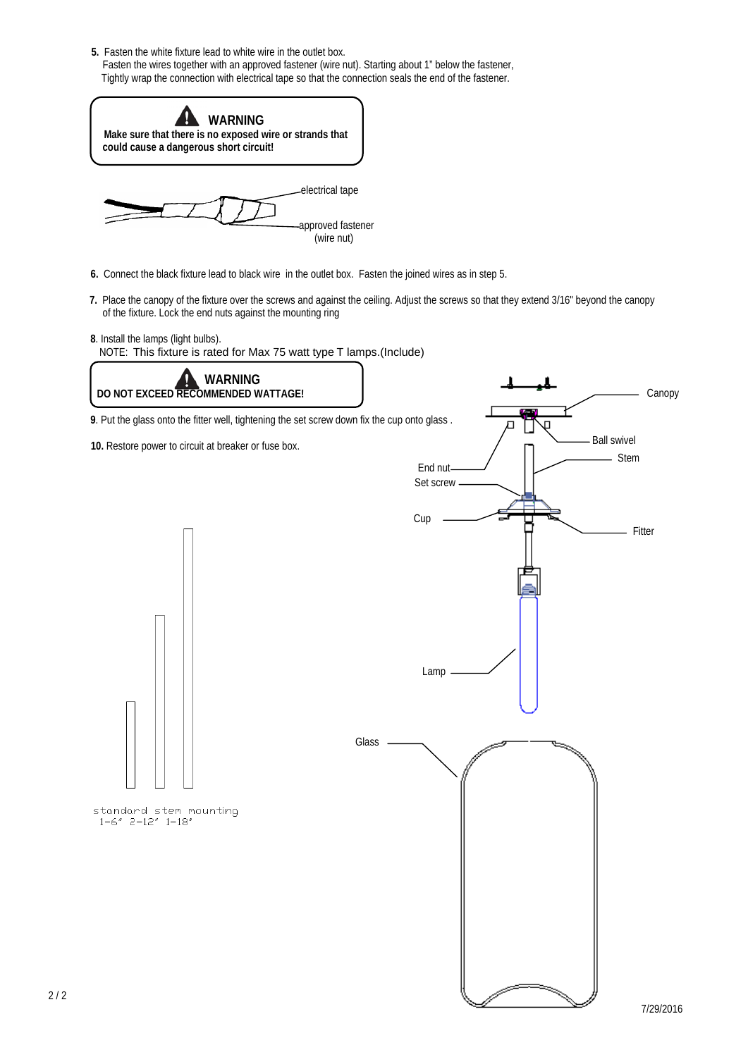**5.** Fasten the white fixture lead to white wire in the outlet box.
Fasten the wires together with an approved fastener (wire nut). Starting about 1" below the fastener,
Tightly wrap the connection with electrical tape so that the connection seals the end of the fastener.

**WARNING**
**Make sure that there is no exposed wire or strands that could cause a dangerous short circuit!**

electrical tape

approved fastener
(wire nut)

**6.** Connect the black fixture lead to black wire in the outlet box. Fasten the joined wires as in step 5.

**7.** Place the canopy of the fixture over the screws and against the ceiling. Adjust the screws so that they extend 3/16" beyond the canopy of the fixture. Lock the end nuts against the mounting ring

**8**. Install the lamps (light bulbs).
NOTE: This fixture is rated for Max 75 watt type T lamps.(Include)

**WARNING**
**DO NOT EXCEED RECOMMENDED WATTAGE!**

**9**. Put the glass onto the fitter well, tightening the set screw down fix the cup onto glass .

**10.** Restore power to circuit at breaker or fuse box.

Canopy
Ball swivel
Stem
End nut
Set screw
Cup
Fitter
Lamp
Glass

standard stem mounting
1-6" 2-12" 1-18"

7/29/2016